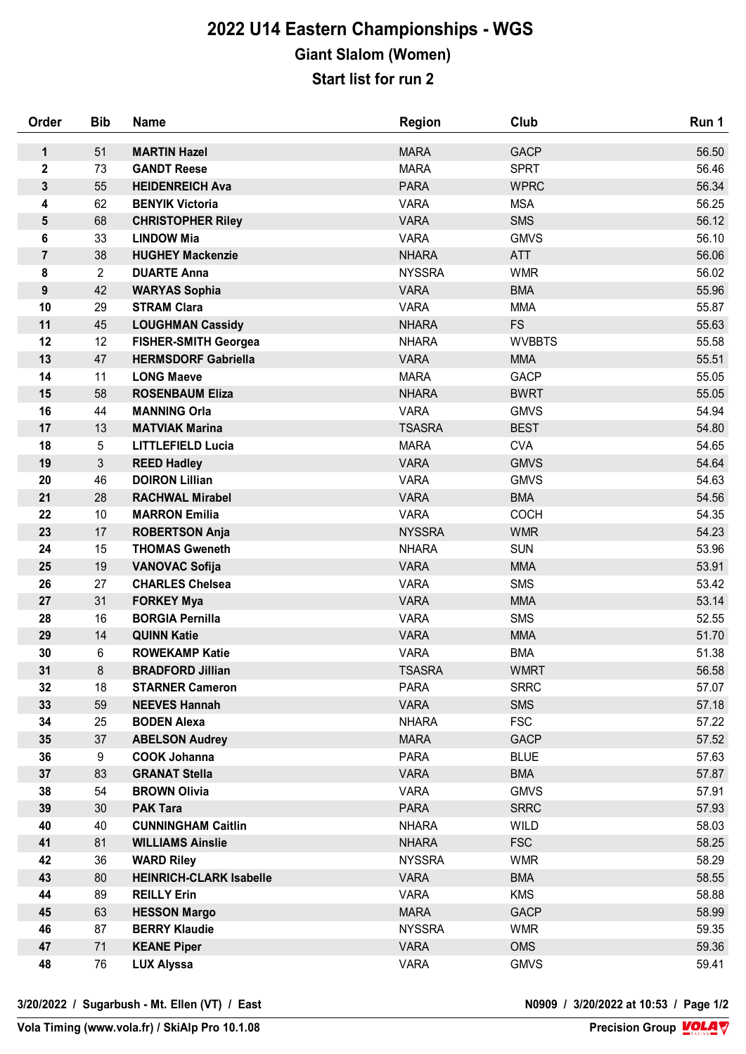# 2022 U14 Eastern Championships - WGS

## Giant Slalom (Women)

## Start list for run 2

| Order | Bib | Name | Region | Club | Run 1 |
|---|---|---|---|---|---|
| 1 | 51 | **MARTIN Hazel** | MARA | GACP | 56.50 |
| 2 | 73 | **GANDT Reese** | MARA | SPRT | 56.46 |
| 3 | 55 | **HEIDENREICH Ava** | PARA | WPRC | 56.34 |
| 4 | 62 | **BENYIK Victoria** | VARA | MSA | 56.25 |
| 5 | 68 | **CHRISTOPHER Riley** | VARA | SMS | 56.12 |
| 6 | 33 | **LINDOW Mia** | VARA | GMVS | 56.10 |
| 7 | 38 | **HUGHEY Mackenzie** | NHARA | ATT | 56.06 |
| 8 | 2 | **DUARTE Anna** | NYSSRA | WMR | 56.02 |
| 9 | 42 | **WARYAS Sophia** | VARA | BMA | 55.96 |
| 10 | 29 | **STRAM Clara** | VARA | MMA | 55.87 |
| 11 | 45 | **LOUGHMAN Cassidy** | NHARA | FS | 55.63 |
| 12 | 12 | **FISHER-SMITH Georgea** | NHARA | WVBBTS | 55.58 |
| 13 | 47 | **HERMSDORF Gabriella** | VARA | MMA | 55.51 |
| 14 | 11 | **LONG Maeve** | MARA | GACP | 55.05 |
| 15 | 58 | **ROSENBAUM Eliza** | NHARA | BWRT | 55.05 |
| 16 | 44 | **MANNING Orla** | VARA | GMVS | 54.94 |
| 17 | 13 | **MATVIAK Marina** | TSASRA | BEST | 54.80 |
| 18 | 5 | **LITTLEFIELD Lucia** | MARA | CVA | 54.65 |
| 19 | 3 | **REED Hadley** | VARA | GMVS | 54.64 |
| 20 | 46 | **DOIRON Lillian** | VARA | GMVS | 54.63 |
| 21 | 28 | **RACHWAL Mirabel** | VARA | BMA | 54.56 |
| 22 | 10 | **MARRON Emilia** | VARA | COCH | 54.35 |
| 23 | 17 | **ROBERTSON Anja** | NYSSRA | WMR | 54.23 |
| 24 | 15 | **THOMAS Gweneth** | NHARA | SUN | 53.96 |
| 25 | 19 | **VANOVAC Sofija** | VARA | MMA | 53.91 |
| 26 | 27 | **CHARLES Chelsea** | VARA | SMS | 53.42 |
| 27 | 31 | **FORKEY Mya** | VARA | MMA | 53.14 |
| 28 | 16 | **BORGIA Pernilla** | VARA | SMS | 52.55 |
| 29 | 14 | **QUINN Katie** | VARA | MMA | 51.70 |
| 30 | 6 | **ROWEKAMP Katie** | VARA | BMA | 51.38 |
| 31 | 8 | **BRADFORD Jillian** | TSASRA | WMRT | 56.58 |
| 32 | 18 | **STARNER Cameron** | PARA | SRRC | 57.07 |
| 33 | 59 | **NEEVES Hannah** | VARA | SMS | 57.18 |
| 34 | 25 | **BODEN Alexa** | NHARA | FSC | 57.22 |
| 35 | 37 | **ABELSON Audrey** | MARA | GACP | 57.52 |
| 36 | 9 | **COOK Johanna** | PARA | BLUE | 57.63 |
| 37 | 83 | **GRANAT Stella** | VARA | BMA | 57.87 |
| 38 | 54 | **BROWN Olivia** | VARA | GMVS | 57.91 |
| 39 | 30 | **PAK Tara** | PARA | SRRC | 57.93 |
| 40 | 40 | **CUNNINGHAM Caitlin** | NHARA | WILD | 58.03 |
| 41 | 81 | **WILLIAMS Ainslie** | NHARA | FSC | 58.25 |
| 42 | 36 | **WARD Riley** | NYSSRA | WMR | 58.29 |
| 43 | 80 | **HEINRICH-CLARK Isabelle** | VARA | BMA | 58.55 |
| 44 | 89 | **REILLY Erin** | VARA | KMS | 58.88 |
| 45 | 63 | **HESSON Margo** | MARA | GACP | 58.99 |
| 46 | 87 | **BERRY Klaudie** | NYSSRA | WMR | 59.35 |
| 47 | 71 | **KEANE Piper** | VARA | OMS | 59.36 |
| 48 | 76 | **LUX Alyssa** | VARA | GMVS | 59.41 |

3/20/2022 / Sugarbush - Mt. Ellen (VT) / East — N0909 / 3/20/2022 at 10:53

Vola Timing (www.vola.fr) / SkiAlp Pro 10.1.08 — Precision Group VOLA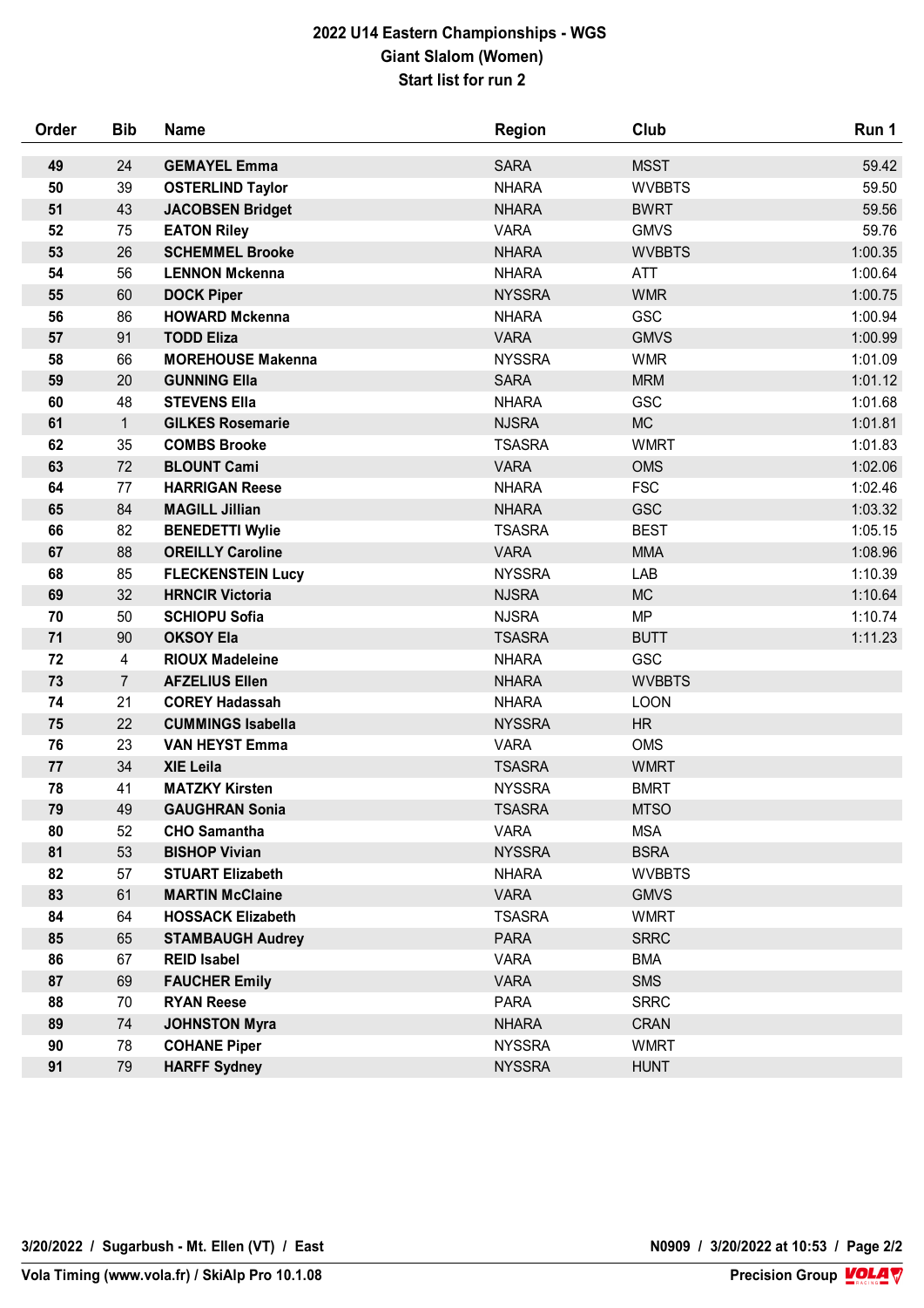# 2022 U14 Eastern Championships - WGS
## Giant Slalom (Women)
### Start list for run 2

| Order | Bib | Name | Region | Club | Run 1 |
|---|---|---|---|---|---|
| 49 | 24 | **GEMAYEL Emma** | SARA | MSST | 59.42 |
| 50 | 39 | **OSTERLIND Taylor** | NHARA | WVBBTS | 59.50 |
| 51 | 43 | **JACOBSEN Bridget** | NHARA | BWRT | 59.56 |
| 52 | 75 | **EATON Riley** | VARA | GMVS | 59.76 |
| 53 | 26 | **SCHEMMEL Brooke** | NHARA | WVBBTS | 1:00.35 |
| 54 | 56 | **LENNON Mckenna** | NHARA | ATT | 1:00.64 |
| 55 | 60 | **DOCK Piper** | NYSSRA | WMR | 1:00.75 |
| 56 | 86 | **HOWARD Mckenna** | NHARA | GSC | 1:00.94 |
| 57 | 91 | **TODD Eliza** | VARA | GMVS | 1:00.99 |
| 58 | 66 | **MOREHOUSE Makenna** | NYSSRA | WMR | 1:01.09 |
| 59 | 20 | **GUNNING Ella** | SARA | MRM | 1:01.12 |
| 60 | 48 | **STEVENS Ella** | NHARA | GSC | 1:01.68 |
| 61 | 1 | **GILKES Rosemarie** | NJSRA | MC | 1:01.81 |
| 62 | 35 | **COMBS Brooke** | TSASRA | WMRT | 1:01.83 |
| 63 | 72 | **BLOUNT Cami** | VARA | OMS | 1:02.06 |
| 64 | 77 | **HARRIGAN Reese** | NHARA | FSC | 1:02.46 |
| 65 | 84 | **MAGILL Jillian** | NHARA | GSC | 1:03.32 |
| 66 | 82 | **BENEDETTI Wylie** | TSASRA | BEST | 1:05.15 |
| 67 | 88 | **OREILLY Caroline** | VARA | MMA | 1:08.96 |
| 68 | 85 | **FLECKENSTEIN Lucy** | NYSSRA | LAB | 1:10.39 |
| 69 | 32 | **HRNCIR Victoria** | NJSRA | MC | 1:10.64 |
| 70 | 50 | **SCHIOPU Sofia** | NJSRA | MP | 1:10.74 |
| 71 | 90 | **OKSOY Ela** | TSASRA | BUTT | 1:11.23 |
| 72 | 4 | **RIOUX Madeleine** | NHARA | GSC | |
| 73 | 7 | **AFZELIUS Ellen** | NHARA | WVBBTS | |
| 74 | 21 | **COREY Hadassah** | NHARA | LOON | |
| 75 | 22 | **CUMMINGS Isabella** | NYSSRA | HR | |
| 76 | 23 | **VAN HEYST Emma** | VARA | OMS | |
| 77 | 34 | **XIE Leila** | TSASRA | WMRT | |
| 78 | 41 | **MATZKY Kirsten** | NYSSRA | BMRT | |
| 79 | 49 | **GAUGHRAN Sonia** | TSASRA | MTSO | |
| 80 | 52 | **CHO Samantha** | VARA | MSA | |
| 81 | 53 | **BISHOP Vivian** | NYSSRA | BSRA | |
| 82 | 57 | **STUART Elizabeth** | NHARA | WVBBTS | |
| 83 | 61 | **MARTIN McClaine** | VARA | GMVS | |
| 84 | 64 | **HOSSACK Elizabeth** | TSASRA | WMRT | |
| 85 | 65 | **STAMBAUGH Audrey** | PARA | SRRC | |
| 86 | 67 | **REID Isabel** | VARA | BMA | |
| 87 | 69 | **FAUCHER Emily** | VARA | SMS | |
| 88 | 70 | **RYAN Reese** | PARA | SRRC | |
| 89 | 74 | **JOHNSTON Myra** | NHARA | CRAN | |
| 90 | 78 | **COHANE Piper** | NYSSRA | WMRT | |
| 91 | 79 | **HARFF Sydney** | NYSSRA | HUNT | |

3/20/2022 / Sugarbush - Mt. Ellen (VT) / East

N0909 / 3/20/2022 at 10:53

Vola Timing (www.vola.fr) / SkiAlp Pro 10.1.08

Precision Group VOLA